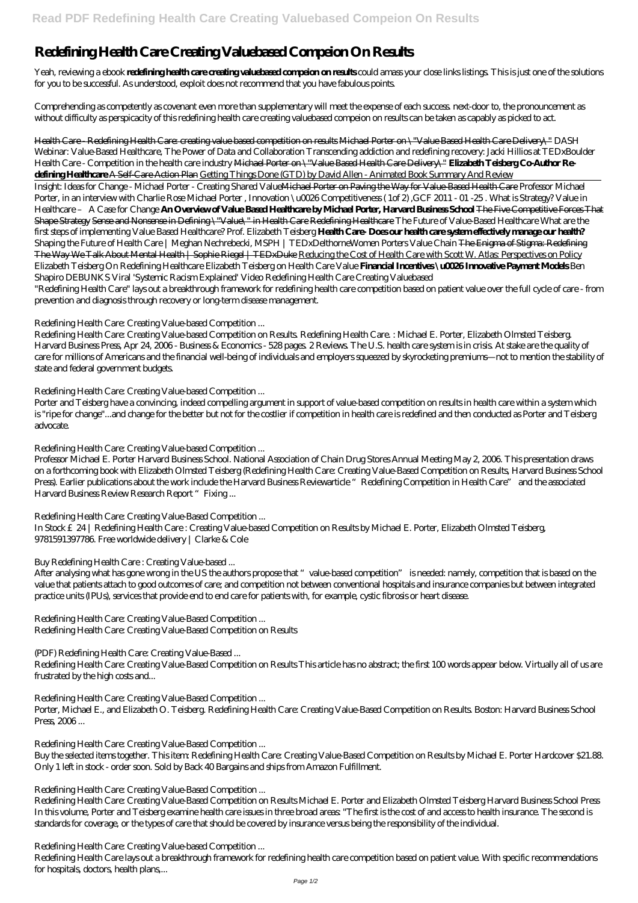# Redefining Health Care Creating Valuebased Compeion On Results

Yeah, reviewing a ebook **redefining health care creating valuebased compeion on results** could amass your close links listings. This is just one of the solutions for you to be successful. As understood, exploit does not recommend that you have fabulous points.

Comprehending as competently as covenant even more than supplementary will meet the expense of each success. next-door to, the pronouncement as without difficulty as perspicacity of this redefining health care creating valuebased compeion on results can be taken as capably as picked to act.

Health Care - Redefining Health Care: creating value based competition on results Michael Porter on \"Value Based Health Care Delivery\" *DASH Webinar: Value-Based Healthcare, The Power of Data and Collaboration Transcending addiction and redefining recovery: Jacki Hillios at TEDxBoulder Health Care - Competition in the health care industry* Michael Porter on \"Value Based Health Care Delivery\" **Elizabeth Teisberg Co-Author Re-defining Healthcare** A Self-Care Action Plan Getting Things Done (GTD) by David Allen - Animated Book Summary And Review

Insight: Ideas for Change - Michael Porter - Creating Shared ValueMichael Porter on Paving the Way for Value-Based Health Care *Professor Michael Porter, in an interview with Charlie Rose Michael Porter , Innovation \u0026 Competitiveness ( 1of 2) ,GCF 2011 - 01 -25 . What is Strategy? Value in Healthcare – A Case for Change* **An Overview of Value Based Healthcare by Michael Porter, Harvard Business School** The Five Competitive Forces That Shape Strategy Sense and Nonsense in Defining \"Value\" in Health Care Redefining Healthcare *The Future of Value-Based Healthcare What are the first steps of implementing Value Based Healthcare? Prof. Elizabeth Teisberg* **Health Care- Does our health care system effectively manage our health?** *Shaping the Future of Health Care | Meghan Nechrebecki, MSPH | TEDxDelthorneWomen Porters Value Chain* The Enigma of Stigma: Redefining The Way We Talk About Mental Health | Sophie Riegel | TEDxDuke Reducing the Cost of Health Care with Scott W. Atlas: Perspectives on Policy *Elizabeth Teisberg On Redefining Healthcare Elizabeth Teisberg on Health Care Value* **Financial Incentives \u0026 Innovative Payment Models** *Ben Shapiro DEBUNKS Viral 'Systemic Racism Explained' Video Redefining Health Care Creating Valuebased*

"Redefining Health Care" lays out a breakthrough framework for redefining health care competition based on patient value over the full cycle of care - from prevention and diagnosis through recovery or long-term disease management.

*Redefining Health Care: Creating Value-based Competition ...*

Redefining Health Care: Creating Value-based Competition on Results. Redefining Health Care. : Michael E. Porter, Elizabeth Olmsted Teisberg. Harvard Business Press, Apr 24, 2006 - Business & Economics - 528 pages. 2 Reviews. The U.S. health care system is in crisis. At stake are the quality of care for millions of Americans and the financial well-being of individuals and employers squeezed by skyrocketing premiums—not to mention the stability of state and federal government budgets.

*Redefining Health Care: Creating Value-based Competition ...*

Porter and Teisberg have a convincing, indeed compelling argument in support of value-based competition on results in health care within a system which is "ripe for change"...and change for the better but not for the costlier if competition in health care is redefined and then conducted as Porter and Teisberg advocate.

*Redefining Health Care: Creating Value-based Competition ...*

Professor Michael E. Porter Harvard Business School. National Association of Chain Drug Stores Annual Meeting May 2, 2006. This presentation draws on a forthcoming book with Elizabeth Olmsted Teisberg (Redefining Health Care: Creating Value-Based Competition on Results, Harvard Business School Press). Earlier publications about the work include the Harvard Business Reviewarticle "Redefining Competition in Health Care" and the associated Harvard Business Review Research Report "Fixing ...

*Redefining Health Care: Creating Value-Based Competition ...*

In Stock £24 | Redefining Health Care : Creating Value-based Competition on Results by Michael E. Porter, Elizabeth Olmsted Teisberg, 9781591397786. Free worldwide delivery | Clarke & Cole

*Buy Redefining Health Care : Creating Value-based ...*

After analysing what has gone wrong in the US the authors propose that "value-based competition" is needed: namely, competition that is based on the value that patients attach to good outcomes of care; and competition not between conventional hospitals and insurance companies but between integrated practice units (IPUs), services that provide end to end care for patients with, for example, cystic fibrosis or heart disease.

*Redefining Health Care: Creating Value-Based Competition ...*
Redefining Health Care: Creating Value-Based Competition on Results

*(PDF) Redefining Health Care: Creating Value-Based ...*

Redefining Health Care: Creating Value-Based Competition on Results This article has no abstract; the first 100 words appear below. Virtually all of us are frustrated by the high costs and...

*Redefining Health Care: Creating Value-Based Competition ...*

Porter, Michael E., and Elizabeth O. Teisberg. Redefining Health Care: Creating Value-Based Competition on Results. Boston: Harvard Business School Press, 2006 ...

*Redefining Health Care: Creating Value-Based Competition ...*

Buy the selected items together. This item: Redefining Health Care: Creating Value-Based Competition on Results by Michael E. Porter Hardcover $21.88. Only 1 left in stock - order soon. Sold by Back 40 Bargains and ships from Amazon Fulfillment.

*Redefining Health Care: Creating Value-Based Competition ...*

Redefining Health Care: Creating Value-Based Competition on Results Michael E. Porter and Elizabeth Olmsted Teisberg Harvard Business School Press In this volume, Porter and Teisberg examine health care issues in three broad areas: "The first is the cost of and access to health insurance. The second is standards for coverage, or the types of care that should be covered by insurance versus being the responsibility of the individual.

*Redefining Health Care: Creating Value-based Competition ...*

Redefining Health Care lays out a breakthrough framework for redefining health care competition based on patient value. With specific recommendations for hospitals, doctors, health plans,...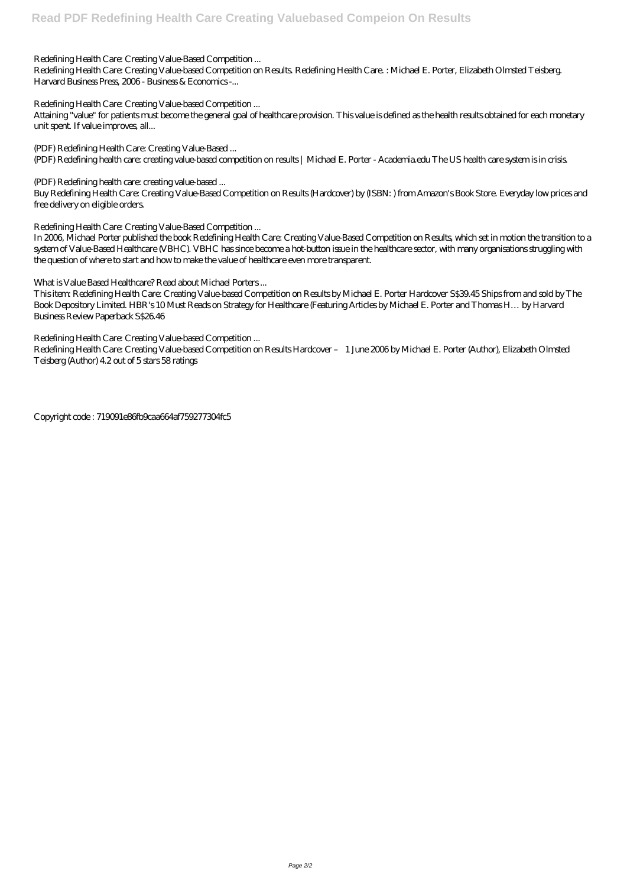**Redefining Health Care: Creating Value-Based Competition ...**

Redefining Health Care: Creating Value-based Competition on Results. Redefining Health Care. : Michael E. Porter, Elizabeth Olmsted Teisberg. Harvard Business Press, 2006 - Business & Economics -...

**Redefining Health Care: Creating Value-based Competition ...**

Attaining "value" for patients must become the general goal of healthcare provision. This value is defined as the health results obtained for each monetary unit spent. If value improves, all...

**(PDF) Redefining Health Care: Creating Value-Based ...**

(PDF) Redefining health care: creating value-based competition on results | Michael E. Porter - Academia.edu The US health care system is in crisis.

**(PDF) Redefining health care: creating value-based ...**

Buy Redefining Health Care: Creating Value-Based Competition on Results (Hardcover) by (ISBN: ) from Amazon's Book Store. Everyday low prices and free delivery on eligible orders.

**Redefining Health Care: Creating Value-Based Competition ...**

In 2006, Michael Porter published the book Redefining Health Care: Creating Value-Based Competition on Results, which set in motion the transition to a system of Value-Based Healthcare (VBHC). VBHC has since become a hot-button issue in the healthcare sector, with many organisations struggling with the question of where to start and how to make the value of healthcare even more transparent.

**What is Value Based Healthcare? Read about Michael Porters ...**

This item: Redefining Health Care: Creating Value-based Competition on Results by Michael E. Porter Hardcover S$39.45 Ships from and sold by The Book Depository Limited. HBR's 10 Must Reads on Strategy for Healthcare (Featuring Articles by Michael E. Porter and Thomas H… by Harvard Business Review Paperback S$26.46

**Redefining Health Care: Creating Value-based Competition ...**

Redefining Health Care: Creating Value-based Competition on Results Hardcover – 1 June 2006 by Michael E. Porter (Author), Elizabeth Olmsted Teisberg (Author) 4.2 out of 5 stars 58 ratings

Copyright code : 719091e86fb9caa664af759277304fc5